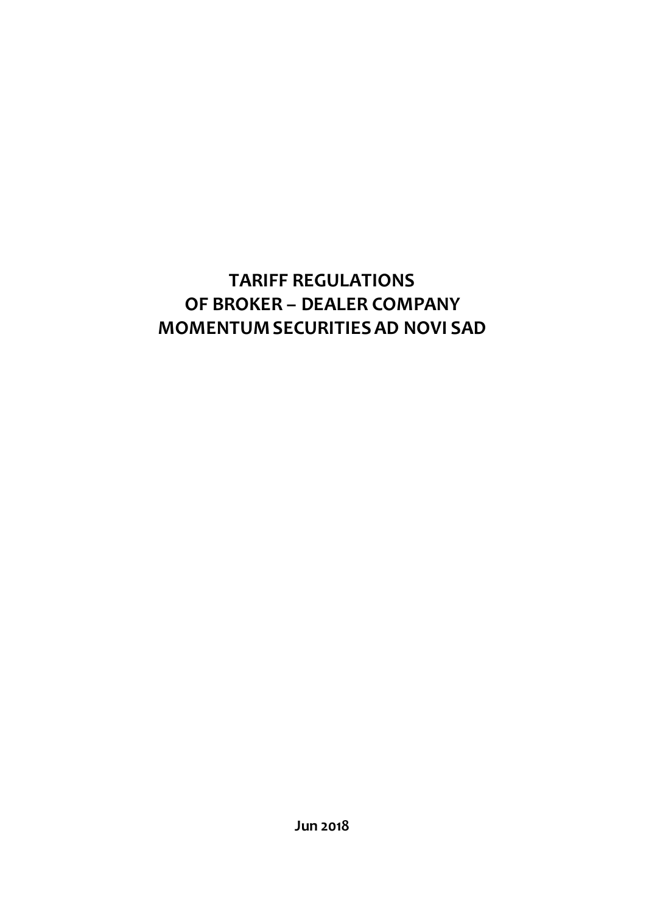# TARIFF REGULATIONS
# OF BROKER – DEALER COMPANY
# MOMENTUM SECURITIES AD NOVI SAD

**Jun 2018**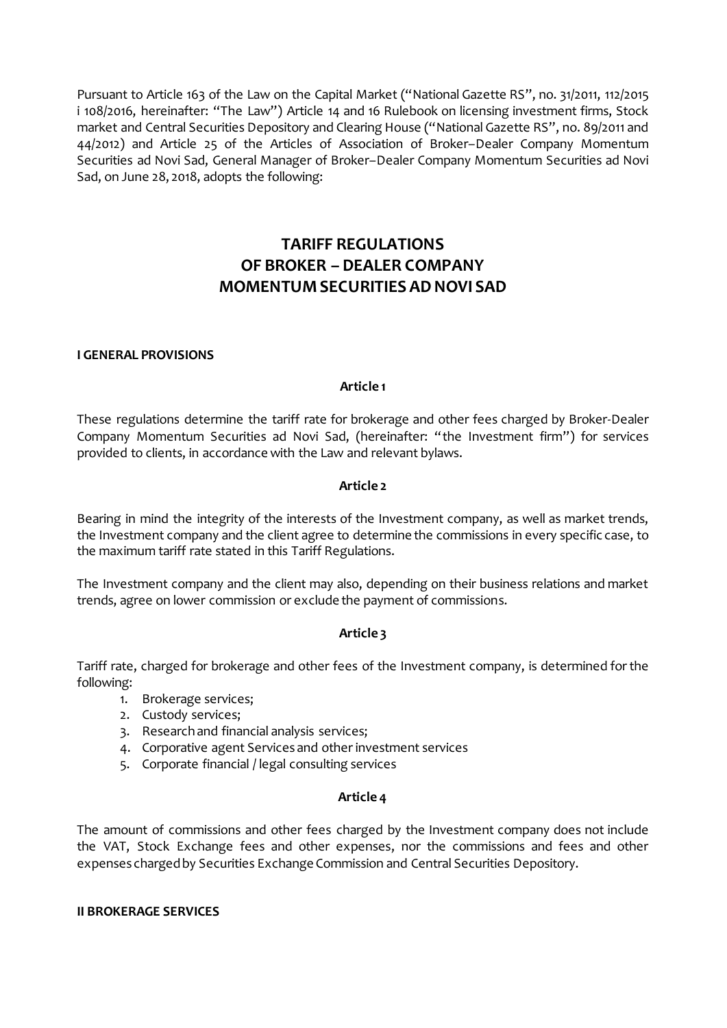Pursuant to Article 163 of the Law on the Capital Market ("National Gazette RS", no. 31/2011, 112/2015 i 108/2016, hereinafter: "The Law") Article 14 and 16 Rulebook on licensing investment firms, Stock market and Central Securities Depository and Clearing House ("National Gazette RS", no. 89/2011 and 44/2012) and Article 25 of the Articles of Association of Broker–Dealer Company Momentum Securities ad Novi Sad, General Manager of Broker–Dealer Company Momentum Securities ad Novi Sad, on June 28, 2018, adopts the following:

# TARIFF REGULATIONS
# OF BROKER – DEALER COMPANY
# MOMENTUM SECURITIES AD NOVI SAD

## I GENERAL PROVISIONS

### Article 1

These regulations determine the tariff rate for brokerage and other fees charged by Broker-Dealer Company Momentum Securities ad Novi Sad, (hereinafter: "the Investment firm") for services provided to clients, in accordance with the Law and relevant bylaws.

### Article 2

Bearing in mind the integrity of the interests of the Investment company, as well as market trends, the Investment company and the client agree to determine the commissions in every specific case, to the maximum tariff rate stated in this Tariff Regulations.

The Investment company and the client may also, depending on their business relations and market trends, agree on lower commission or exclude the payment of commissions.

### Article 3

Tariff rate, charged for brokerage and other fees of the Investment company, is determined for the following:

1. Brokerage services;
2. Custody services;
3. Research and financial analysis services;
4. Corporative agent Services and other investment services
5. Corporate financial / legal consulting services

### Article 4

The amount of commissions and other fees charged by the Investment company does not include the VAT, Stock Exchange fees and other expenses, nor the commissions and fees and other expenses charged by Securities Exchange Commission and Central Securities Depository.

## II BROKERAGE SERVICES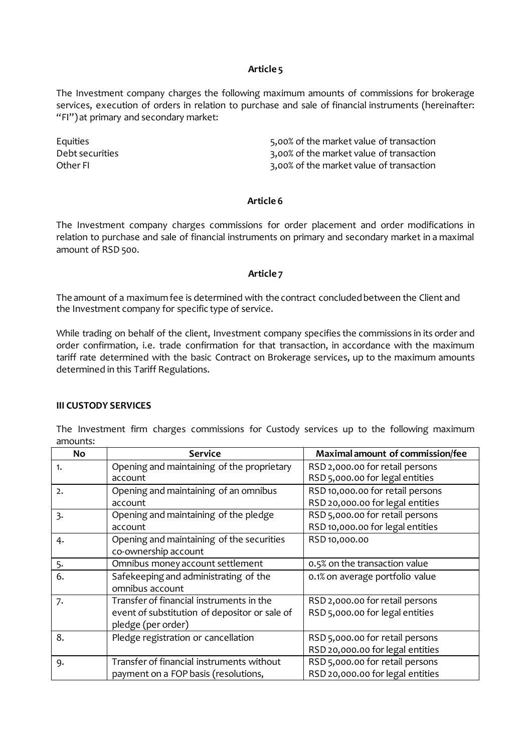## Article 5

The Investment company charges the following maximum amounts of commissions for brokerage services, execution of orders in relation to purchase and sale of financial instruments (hereinafter: "FI") at primary and secondary market:

| | |
|---|---|
| Equities | 5,00% of the market value of transaction |
| Debt securities | 3,00% of the market value of transaction |
| Other FI | 3,00% of the market value of transaction |

## Article 6

The Investment company charges commissions for order placement and order modifications in relation to purchase and sale of financial instruments on primary and secondary market in a maximal amount of RSD 500.

## Article 7

The amount of a maximum fee is determined with the contract concluded between the Client and the Investment company for specific type of service.

While trading on behalf of the client, Investment company specifies the commissions in its order and order confirmation, i.e. trade confirmation for that transaction, in accordance with the maximum tariff rate determined with the basic Contract on Brokerage services, up to the maximum amounts determined in this Tariff Regulations.

### III CUSTODY SERVICES

The Investment firm charges commissions for Custody services up to the following maximum amounts:

| No | Service | Maximal amount of commission/fee |
|---|---|---|
| 1. | Opening and maintaining of the proprietary account | RSD 2,000.00 for retail persons<br>RSD 5,000.00 for legal entities |
| 2. | Opening and maintaining of an omnibus account | RSD 10,000.00 for retail persons<br>RSD 20,000.00 for legal entities |
| 3. | Opening and maintaining of the pledge account | RSD 5,000.00 for retail persons<br>RSD 10,000.00 for legal entities |
| 4. | Opening and maintaining of the securities co-ownership account | RSD 10,000.00 |
| 5. | Omnibus money account settlement | 0.5% on the transaction value |
| 6. | Safekeeping and administrating of the omnibus account | 0.1% on average portfolio value |
| 7. | Transfer of financial instruments in the event of substitution of depositor or sale of pledge (per order) | RSD 2,000.00 for retail persons<br>RSD 5,000.00 for legal entities |
| 8. | Pledge registration or cancellation | RSD 5,000.00 for retail persons<br>RSD 20,000.00 for legal entities |
| 9. | Transfer of financial instruments without payment on a FOP basis (resolutions, | RSD 5,000.00 for retail persons<br>RSD 20,000.00 for legal entities |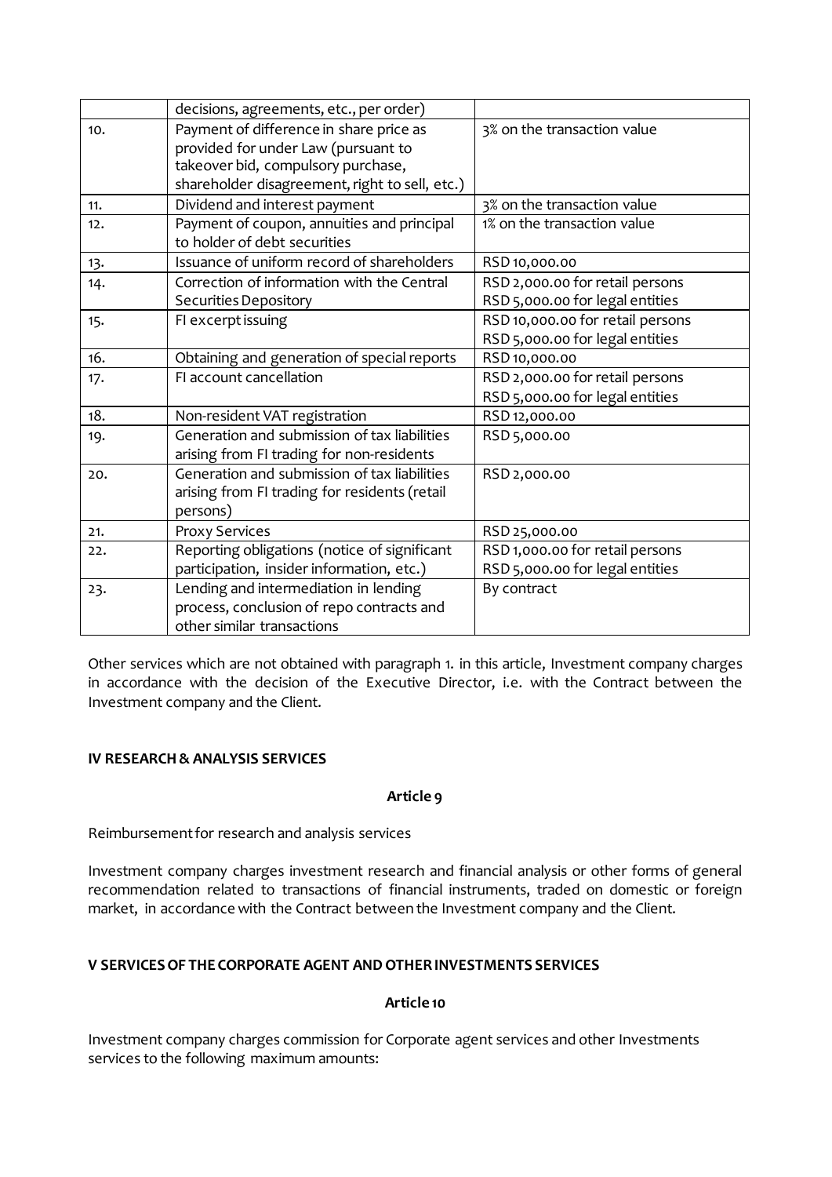| | | |
|---|---|---|
| | decisions, agreements, etc., per order) | |
| 10. | Payment of difference in share price as provided for under Law (pursuant to takeover bid, compulsory purchase, shareholder disagreement, right to sell, etc.) | 3% on the transaction value |
| 11. | Dividend and interest payment | 3% on the transaction value |
| 12. | Payment of coupon, annuities and principal to holder of debt securities | 1% on the transaction value |
| 13. | Issuance of uniform record of shareholders | RSD 10,000.00 |
| 14. | Correction of information with the Central Securities Depository | RSD 2,000.00 for retail persons<br>RSD 5,000.00 for legal entities |
| 15. | FI excerpt issuing | RSD 10,000.00 for retail persons<br>RSD 5,000.00 for legal entities |
| 16. | Obtaining and generation of special reports | RSD 10,000.00 |
| 17. | FI account cancellation | RSD 2,000.00 for retail persons<br>RSD 5,000.00 for legal entities |
| 18. | Non-resident VAT registration | RSD 12,000.00 |
| 19. | Generation and submission of tax liabilities arising from FI trading for non-residents | RSD 5,000.00 |
| 20. | Generation and submission of tax liabilities arising from FI trading for residents (retail persons) | RSD 2,000.00 |
| 21. | Proxy Services | RSD 25,000.00 |
| 22. | Reporting obligations (notice of significant participation, insider information, etc.) | RSD 1,000.00 for retail persons<br>RSD 5,000.00 for legal entities |
| 23. | Lending and intermediation in lending process, conclusion of repo contracts and other similar transactions | By contract |

Other services which are not obtained with paragraph 1. in this article, Investment company charges in accordance with the decision of the Executive Director, i.e. with the Contract between the Investment company and the Client.

## IV RESEARCH & ANALYSIS SERVICES

### Article 9

Reimbursement for research and analysis services

Investment company charges investment research and financial analysis or other forms of general recommendation related to transactions of financial instruments, traded on domestic or foreign market, in accordance with the Contract between the Investment company and the Client.

## V SERVICES OF THE CORPORATE AGENT AND OTHER INVESTMENTS SERVICES

### Article 10

Investment company charges commission for Corporate agent services and other Investments services to the following maximum amounts: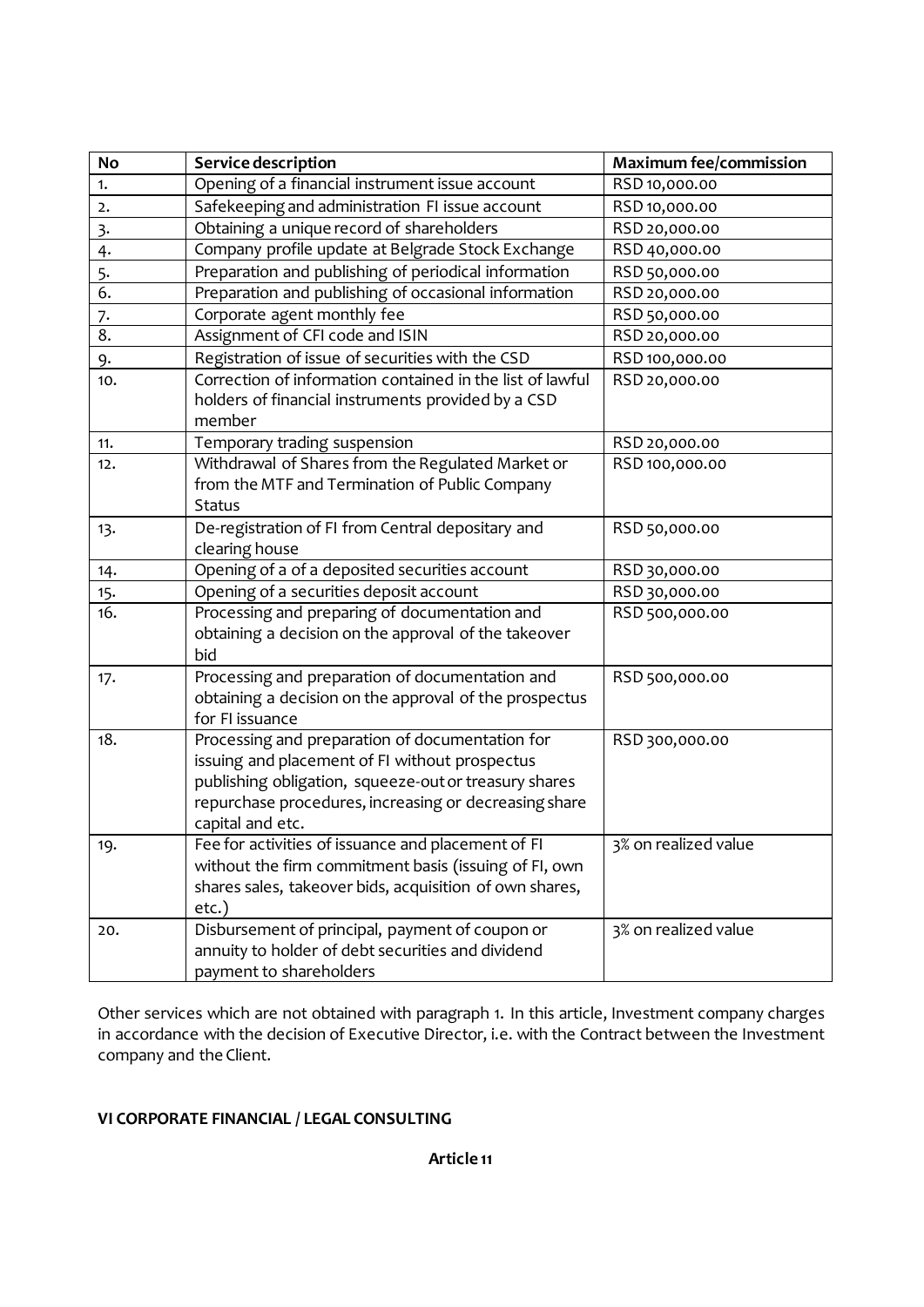| No | Service description | Maximum fee/commission |
|---|---|---|
| 1. | Opening of a financial instrument issue account | RSD 10,000.00 |
| 2. | Safekeeping and administration FI issue account | RSD 10,000.00 |
| 3. | Obtaining a unique record of shareholders | RSD 20,000.00 |
| 4. | Company profile update at Belgrade Stock Exchange | RSD 40,000.00 |
| 5. | Preparation and publishing of periodical information | RSD 50,000.00 |
| 6. | Preparation and publishing of occasional information | RSD 20,000.00 |
| 7. | Corporate agent monthly fee | RSD 50,000.00 |
| 8. | Assignment of CFI code and ISIN | RSD 20,000.00 |
| 9. | Registration of issue of securities with the CSD | RSD 100,000.00 |
| 10. | Correction of information contained in the list of lawful holders of financial instruments provided by a CSD member | RSD 20,000.00 |
| 11. | Temporary trading suspension | RSD 20,000.00 |
| 12. | Withdrawal of Shares from the Regulated Market or from the MTF and Termination of Public Company Status | RSD 100,000.00 |
| 13. | De-registration of FI from Central depositary and clearing house | RSD 50,000.00 |
| 14. | Opening of a of a deposited securities account | RSD 30,000.00 |
| 15. | Opening of a securities deposit account | RSD 30,000.00 |
| 16. | Processing and preparing of documentation and obtaining a decision on the approval of the takeover bid | RSD 500,000.00 |
| 17. | Processing and preparation of documentation and obtaining a decision on the approval of the prospectus for FI issuance | RSD 500,000.00 |
| 18. | Processing and preparation of documentation for issuing and placement of FI without prospectus publishing obligation, squeeze-out or treasury shares repurchase procedures, increasing or decreasing share capital and etc. | RSD 300,000.00 |
| 19. | Fee for activities of issuance and placement of FI without the firm commitment basis (issuing of FI, own shares sales, takeover bids, acquisition of own shares, etc.) | 3% on realized value |
| 20. | Disbursement of principal, payment of coupon or annuity to holder of debt securities and dividend payment to shareholders | 3% on realized value |

Other services which are not obtained with paragraph 1. In this article, Investment company charges in accordance with the decision of Executive Director, i.e. with the Contract between the Investment company and the Client.

## VI CORPORATE FINANCIAL / LEGAL CONSULTING

### Article 11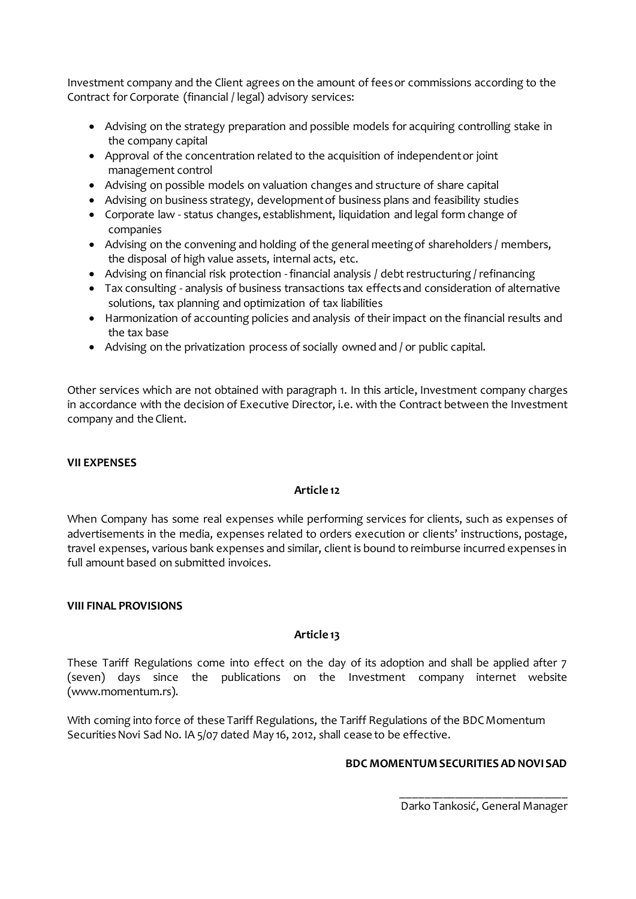Investment company and the Client agrees on the amount of fees or commissions according to the Contract for Corporate (financial / legal) advisory services:

- Advising on the strategy preparation and possible models for acquiring controlling stake in the company capital
- Approval of the concentration related to the acquisition of independent or joint management control
- Advising on possible models on valuation changes and structure of share capital
- Advising on business strategy, development of business plans and feasibility studies
- Corporate law - status changes, establishment, liquidation and legal form change of companies
- Advising on the convening and holding of the general meeting of shareholders / members, the disposal of high value assets, internal acts, etc.
- Advising on financial risk protection - financial analysis / debt restructuring / refinancing
- Tax consulting - analysis of business transactions tax effects and consideration of alternative solutions, tax planning and optimization of tax liabilities
- Harmonization of accounting policies and analysis of their impact on the financial results and the tax base
- Advising on the privatization process of socially owned and / or public capital.

Other services which are not obtained with paragraph 1. In this article, Investment company charges in accordance with the decision of Executive Director, i.e. with the Contract between the Investment company and the Client.

**VII EXPENSES**

**Article 12**

When Company has some real expenses while performing services for clients, such as expenses of advertisements in the media, expenses related to orders execution or clients' instructions, postage, travel expenses, various bank expenses and similar, client is bound to reimburse incurred expenses in full amount based on submitted invoices.

**VIII FINAL PROVISIONS**

**Article 13**

These Tariff Regulations come into effect on the day of its adoption and shall be applied after 7 (seven) days since the publications on the Investment company internet website (www.momentum.rs).

With coming into force of these Tariff Regulations, the Tariff Regulations of the BDC Momentum Securities Novi Sad No. IA 5/07 dated May 16, 2012, shall cease to be effective.

**BDC MOMENTUM SECURITIES AD NOVI SAD**

___________________________

Darko Tankosić, General Manager